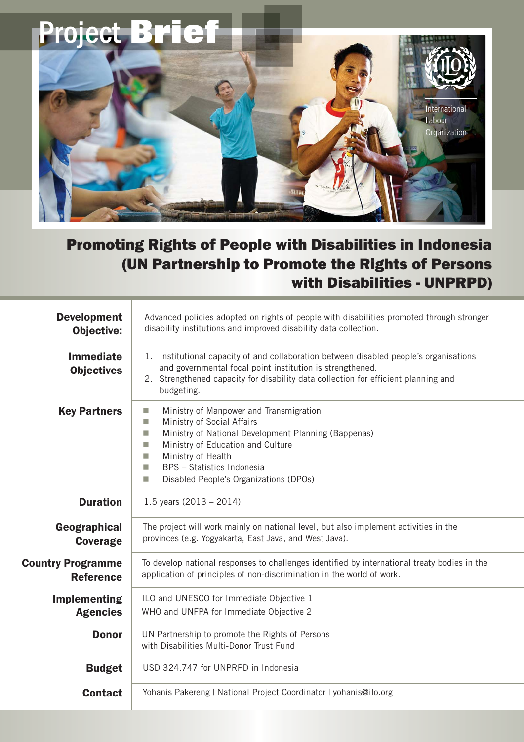# Project Brief

International Labour Organization

## Promoting Rights of People with Disabilities in Indonesia (UN Partnership to Promote the Rights of Persons with Disabilities - UNPRPD)

| | |
|---|---|
| **Development Objective:** | Advanced policies adopted on rights of people with disabilities promoted through stronger disability institutions and improved disability data collection. |
| **Immediate Objectives** | 1. Institutional capacity of and collaboration between disabled people's organisations and governmental focal point institution is strengthened.<br>2. Strengthened capacity for disability data collection for efficient planning and budgeting. |
| **Key Partners** | - Ministry of Manpower and Transmigration<br>- Ministry of Social Affairs<br>- Ministry of National Development Planning (Bappenas)<br>- Ministry of Education and Culture<br>- Ministry of Health<br>- BPS – Statistics Indonesia<br>- Disabled People's Organizations (DPOs) |
| **Duration** | 1.5 years (2013 – 2014) |
| **Geographical Coverage** | The project will work mainly on national level, but also implement activities in the provinces (e.g. Yogyakarta, East Java, and West Java). |
| **Country Programme Reference** | To develop national responses to challenges identified by international treaty bodies in the application of principles of non-discrimination in the world of work. |
| **Implementing Agencies** | ILO and UNESCO for Immediate Objective 1<br>WHO and UNFPA for Immediate Objective 2 |
| **Donor** | UN Partnership to promote the Rights of Persons with Disabilities Multi-Donor Trust Fund |
| **Budget** | USD 324.747 for UNPRPD in Indonesia |
| **Contact** | Yohanis Pakereng \| National Project Coordinator \| yohanis@ilo.org |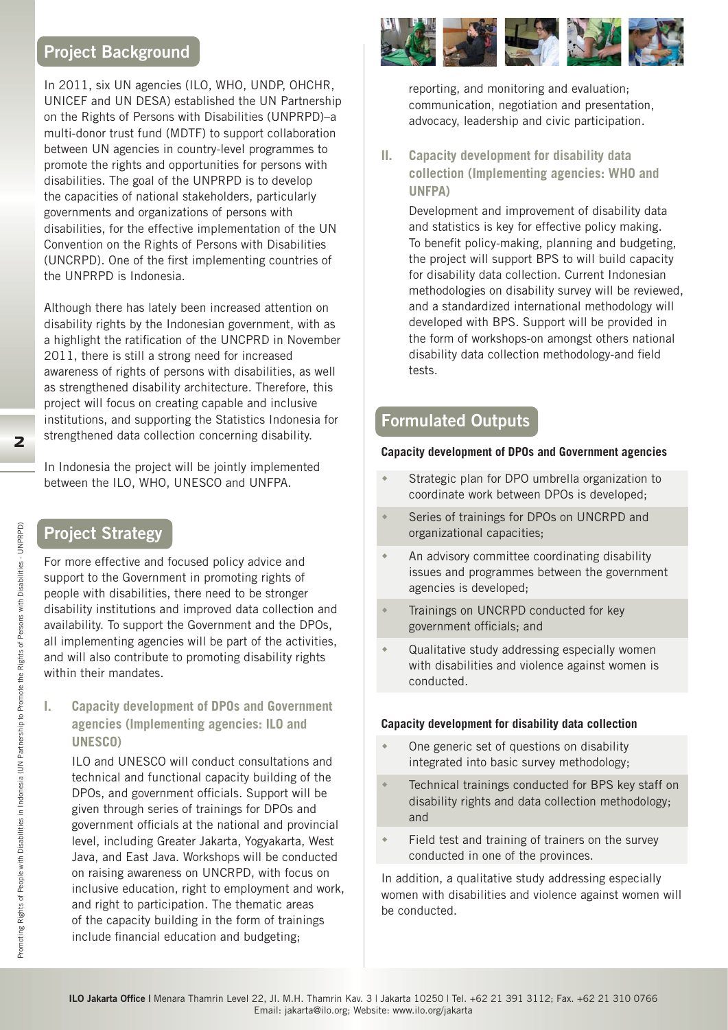## Project Background

In 2011, six UN agencies (ILO, WHO, UNDP, OHCHR, UNICEF and UN DESA) established the UN Partnership on the Rights of Persons with Disabilities (UNPRPD)–a multi-donor trust fund (MDTF) to support collaboration between UN agencies in country-level programmes to promote the rights and opportunities for persons with disabilities. The goal of the UNPRPD is to develop the capacities of national stakeholders, particularly governments and organizations of persons with disabilities, for the effective implementation of the UN Convention on the Rights of Persons with Disabilities (UNCRPD). One of the first implementing countries of the UNPRPD is Indonesia.

Although there has lately been increased attention on disability rights by the Indonesian government, with as a highlight the ratification of the UNCPRD in November 2011, there is still a strong need for increased awareness of rights of persons with disabilities, as well as strengthened disability architecture. Therefore, this project will focus on creating capable and inclusive institutions, and supporting the Statistics Indonesia for strengthened data collection concerning disability.

In Indonesia the project will be jointly implemented between the ILO, WHO, UNESCO and UNFPA.

## Project Strategy

For more effective and focused policy advice and support to the Government in promoting rights of people with disabilities, there need to be stronger disability institutions and improved data collection and availability. To support the Government and the DPOs, all implementing agencies will be part of the activities, and will also contribute to promoting disability rights within their mandates.

### I. Capacity development of DPOs and Government agencies (Implementing agencies: ILO and UNESCO)

ILO and UNESCO will conduct consultations and technical and functional capacity building of the DPOs, and government officials. Support will be given through series of trainings for DPOs and government officials at the national and provincial level, including Greater Jakarta, Yogyakarta, West Java, and East Java. Workshops will be conducted on raising awareness on UNCRPD, with focus on inclusive education, right to employment and work, and right to participation. The thematic areas of the capacity building in the form of trainings include financial education and budgeting; reporting, and monitoring and evaluation; communication, negotiation and presentation, advocacy, leadership and civic participation.

### II. Capacity development for disability data collection (Implementing agencies: WHO and UNFPA)

Development and improvement of disability data and statistics is key for effective policy making. To benefit policy-making, planning and budgeting, the project will support BPS to will build capacity for disability data collection. Current Indonesian methodologies on disability survey will be reviewed, and a standardized international methodology will developed with BPS. Support will be provided in the form of workshops-on amongst others national disability data collection methodology-and field tests.

## Formulated Outputs

**Capacity development of DPOs and Government agencies**

- Strategic plan for DPO umbrella organization to coordinate work between DPOs is developed;
- Series of trainings for DPOs on UNCRPD and organizational capacities;
- An advisory committee coordinating disability issues and programmes between the government agencies is developed;
- Trainings on UNCRPD conducted for key government officials; and
- Qualitative study addressing especially women with disabilities and violence against women is conducted.

**Capacity development for disability data collection**

- One generic set of questions on disability integrated into basic survey methodology;
- Technical trainings conducted for BPS key staff on disability rights and data collection methodology; and
- Field test and training of trainers on the survey conducted in one of the provinces.

In addition, a qualitative study addressing especially women with disabilities and violence against women will be conducted.

**ILO Jakarta Office** | Menara Thamrin Level 22, Jl. M.H. Thamrin Kav. 3 | Jakarta 10250 | Tel. +62 21 391 3112; Fax. +62 21 310 0766
Email: jakarta@ilo.org; Website: www.ilo.org/jakarta